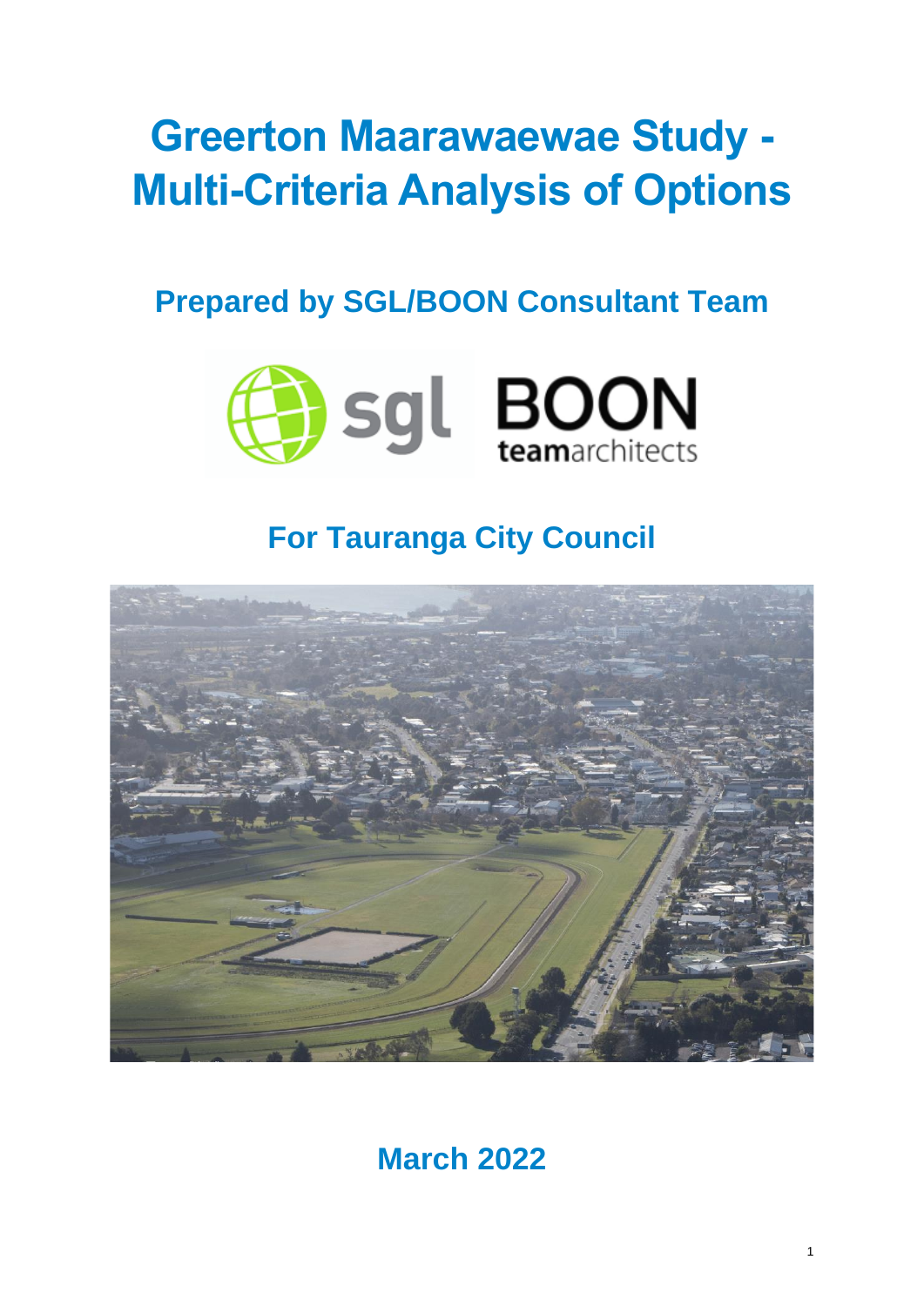# Greerton Maarawaewae Study - Multi-Criteria Analysis of Options

## Prepared by SGL/BOON Consultant Team

## For Tauranga City Council

## March 2022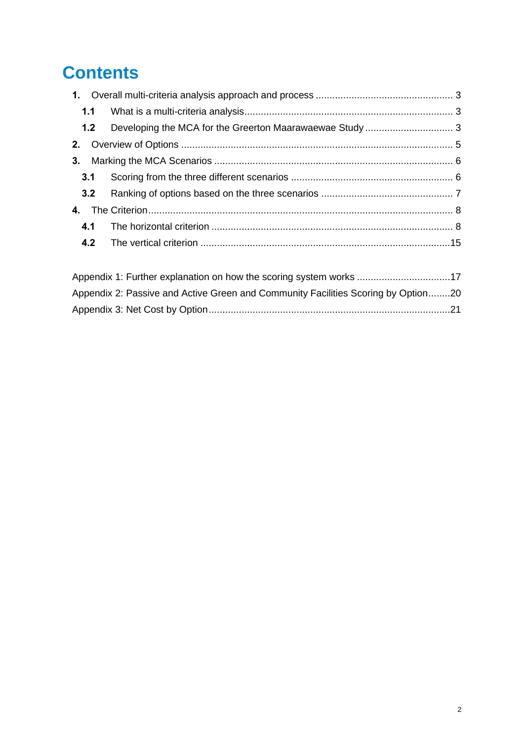# Contents

**1.** Overall multi-criteria analysis approach and process .......... 3

**1.1** What is a multi-criteria analysis .......... 3

**1.2** Developing the MCA for the Greerton Maarawaewae Study .......... 3

**2.** Overview of Options .......... 5

**3.** Marking the MCA Scenarios .......... 6

**3.1** Scoring from the three different scenarios .......... 6

**3.2** Ranking of options based on the three scenarios .......... 7

**4.** The Criterion .......... 8

**4.1** The horizontal criterion .......... 8

**4.2** The vertical criterion .......... 15

Appendix 1: Further explanation on how the scoring system works .......... 17

Appendix 2: Passive and Active Green and Community Facilities Scoring by Option .......... 20

Appendix 3: Net Cost by Option .......... 21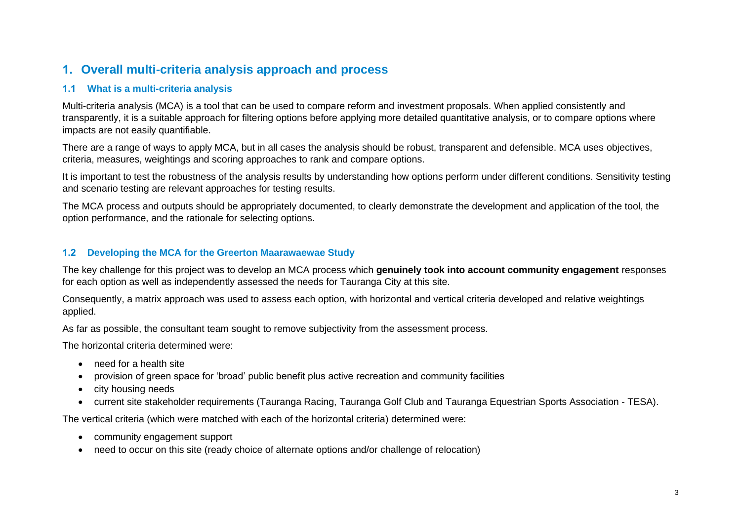# 1. Overall multi-criteria analysis approach and process

## 1.1 What is a multi-criteria analysis

Multi-criteria analysis (MCA) is a tool that can be used to compare reform and investment proposals. When applied consistently and transparently, it is a suitable approach for filtering options before applying more detailed quantitative analysis, or to compare options where impacts are not easily quantifiable.

There are a range of ways to apply MCA, but in all cases the analysis should be robust, transparent and defensible. MCA uses objectives, criteria, measures, weightings and scoring approaches to rank and compare options.

It is important to test the robustness of the analysis results by understanding how options perform under different conditions. Sensitivity testing and scenario testing are relevant approaches for testing results.

The MCA process and outputs should be appropriately documented, to clearly demonstrate the development and application of the tool, the option performance, and the rationale for selecting options.

## 1.2 Developing the MCA for the Greerton Maarawaewae Study

The key challenge for this project was to develop an MCA process which **genuinely took into account community engagement** responses for each option as well as independently assessed the needs for Tauranga City at this site.

Consequently, a matrix approach was used to assess each option, with horizontal and vertical criteria developed and relative weightings applied.

As far as possible, the consultant team sought to remove subjectivity from the assessment process.

The horizontal criteria determined were:

- need for a health site
- provision of green space for 'broad' public benefit plus active recreation and community facilities
- city housing needs
- current site stakeholder requirements (Tauranga Racing, Tauranga Golf Club and Tauranga Equestrian Sports Association - TESA).

The vertical criteria (which were matched with each of the horizontal criteria) determined were:

- community engagement support
- need to occur on this site (ready choice of alternate options and/or challenge of relocation)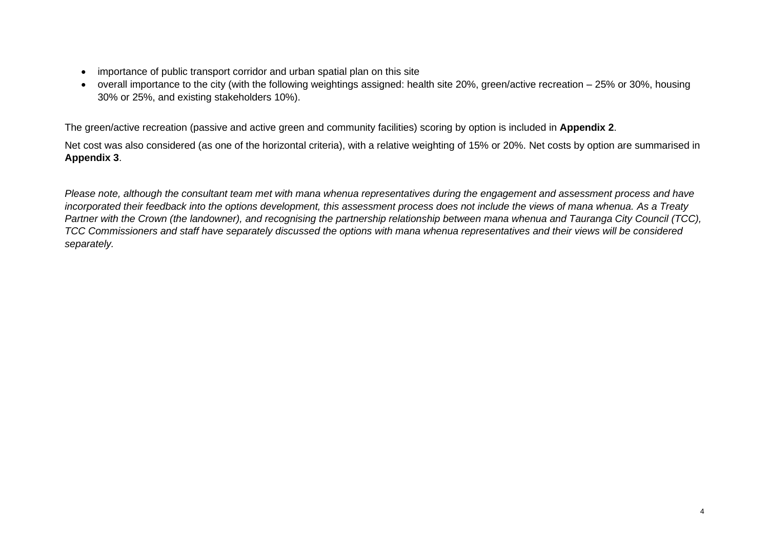- importance of public transport corridor and urban spatial plan on this site
- overall importance to the city (with the following weightings assigned: health site 20%, green/active recreation – 25% or 30%, housing 30% or 25%, and existing stakeholders 10%).

The green/active recreation (passive and active green and community facilities) scoring by option is included in **Appendix 2**.

Net cost was also considered (as one of the horizontal criteria), with a relative weighting of 15% or 20%. Net costs by option are summarised in **Appendix 3**.

*Please note, although the consultant team met with mana whenua representatives during the engagement and assessment process and have incorporated their feedback into the options development, this assessment process does not include the views of mana whenua. As a Treaty Partner with the Crown (the landowner), and recognising the partnership relationship between mana whenua and Tauranga City Council (TCC), TCC Commissioners and staff have separately discussed the options with mana whenua representatives and their views will be considered separately.*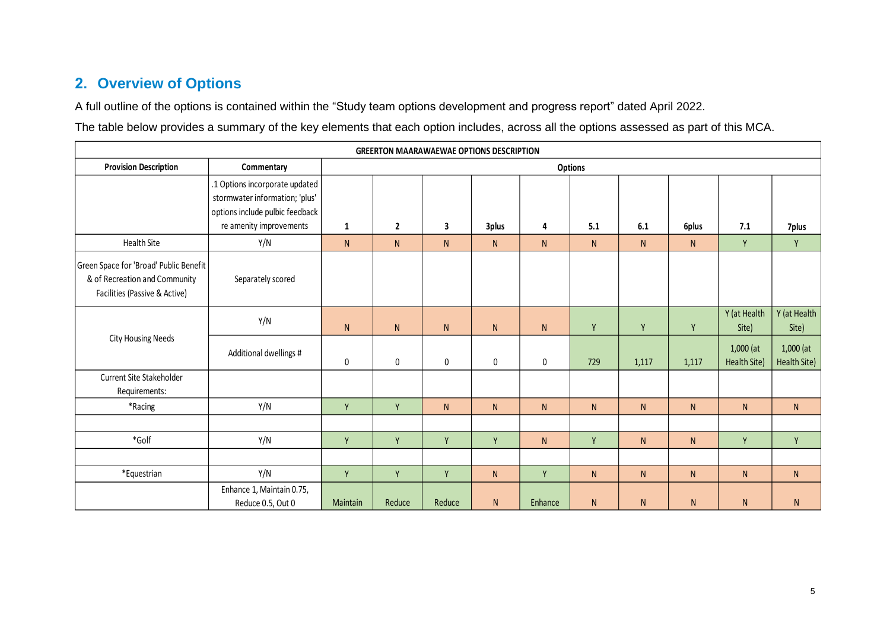## 2. Overview of Options

A full outline of the options is contained within the “Study team options development and progress report” dated April 2022.

The table below provides a summary of the key elements that each option includes, across all the options assessed as part of this MCA.

| GREERTON MAARAWAEWAE OPTIONS DESCRIPTION | | | | | | | | | | | |
|---|---|---|---|---|---|---|---|---|---|---|---|
| **Provision Description** | **Commentary** | **Options** | | | | | | | | | |
| | .1 Options incorporate updated stormwater information; 'plus' options include pulbic feedback re amenity improvements | **1** | **2** | **3** | **3plus** | **4** | **5.1** | **6.1** | **6plus** | **7.1** | **7plus** |
| Health Site | Y/N | N | N | N | N | N | N | N | N | Y | Y |
| Green Space for 'Broad' Public Benefit & of Recreation and Community Facilities (Passive & Active) | Separately scored | | | | | | | | | | |
| City Housing Needs | Y/N | N | N | N | N | N | Y | Y | Y | Y (at Health Site) | Y (at Health Site) |
| | Additional dwellings # | 0 | 0 | 0 | 0 | 0 | 729 | 1,117 | 1,117 | 1,000 (at Health Site) | 1,000 (at Health Site) |
| Current Site Stakeholder Requirements: | | | | | | | | | | | |
| *Racing | Y/N | Y | Y | N | N | N | N | N | N | N | N |
| | | | | | | | | | | | |
| *Golf | Y/N | Y | Y | Y | Y | N | Y | N | N | Y | Y |
| | | | | | | | | | | | |
| *Equestrian | Y/N | Y | Y | Y | N | Y | N | N | N | N | N |
| | Enhance 1, Maintain 0.75, Reduce 0.5, Out 0 | Maintain | Reduce | Reduce | N | Enhance | N | N | N | N | N |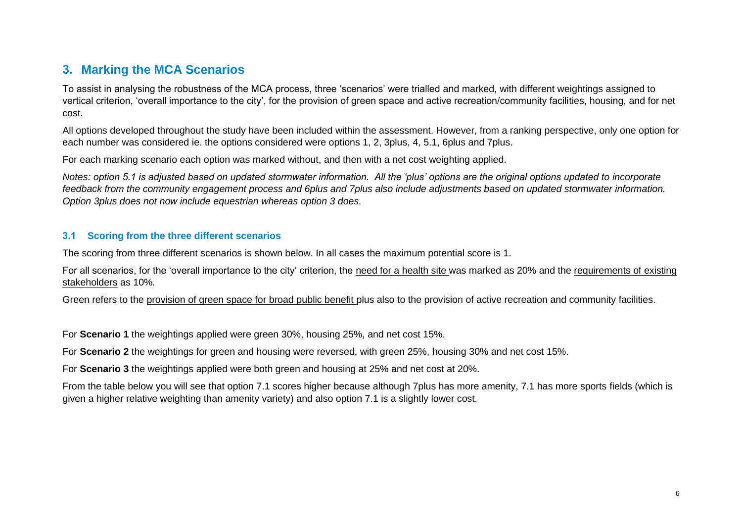## 3. Marking the MCA Scenarios

To assist in analysing the robustness of the MCA process, three 'scenarios' were trialled and marked, with different weightings assigned to vertical criterion, 'overall importance to the city', for the provision of green space and active recreation/community facilities, housing, and for net cost.

All options developed throughout the study have been included within the assessment. However, from a ranking perspective, only one option for each number was considered ie. the options considered were options 1, 2, 3plus, 4, 5.1, 6plus and 7plus.

For each marking scenario each option was marked without, and then with a net cost weighting applied.

*Notes: option 5.1 is adjusted based on updated stormwater information. All the 'plus' options are the original options updated to incorporate feedback from the community engagement process and 6plus and 7plus also include adjustments based on updated stormwater information. Option 3plus does not now include equestrian whereas option 3 does.*

### 3.1 Scoring from the three different scenarios

The scoring from three different scenarios is shown below. In all cases the maximum potential score is 1.

For all scenarios, for the 'overall importance to the city' criterion, the need for a health site was marked as 20% and the requirements of existing stakeholders as 10%.

Green refers to the provision of green space for broad public benefit plus also to the provision of active recreation and community facilities.

For **Scenario 1** the weightings applied were green 30%, housing 25%, and net cost 15%.

For **Scenario 2** the weightings for green and housing were reversed, with green 25%, housing 30% and net cost 15%.

For **Scenario 3** the weightings applied were both green and housing at 25% and net cost at 20%.

From the table below you will see that option 7.1 scores higher because although 7plus has more amenity, 7.1 has more sports fields (which is given a higher relative weighting than amenity variety) and also option 7.1 is a slightly lower cost.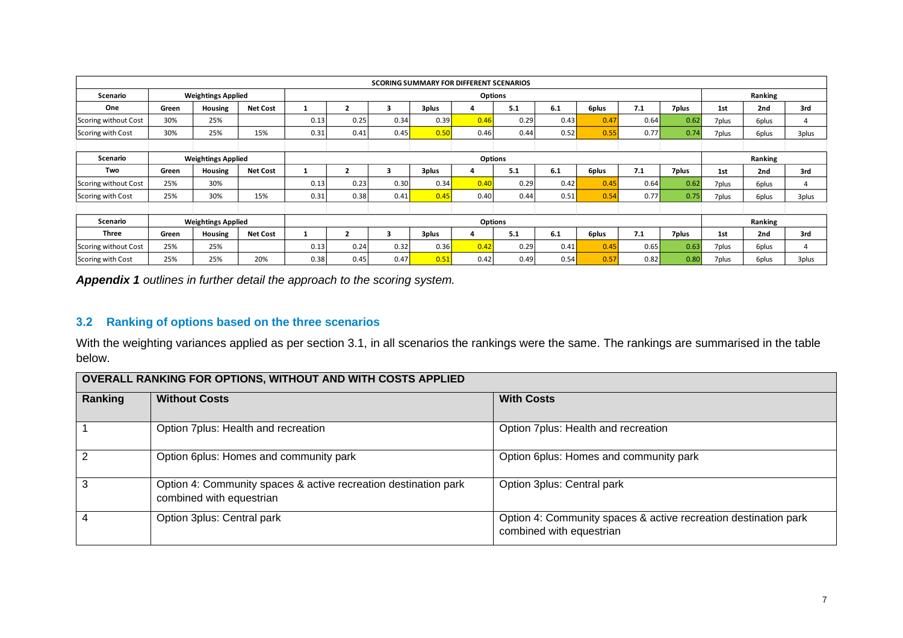| SCORING SUMMARY FOR DIFFERENT SCENARIOS | | | | | | | | | | | | | | | | |
|---|---|---|---|---|---|---|---|---|---|---|---|---|---|---|---|---|
| **Scenario** | **Weightings Applied** | | | **Options** | | | | | | | | | | **Ranking** | | |
| **One** | **Green** | **Housing** | **Net Cost** | **1** | **2** | **3** | **3plus** | **4** | **5.1** | **6.1** | **6plus** | **7.1** | **7plus** | **1st** | **2nd** | **3rd** |
| Scoring without Cost | 30% | 25% | | 0.13 | 0.25 | 0.34 | 0.39 | 0.46 | 0.29 | 0.43 | 0.47 | 0.64 | 0.62 | 7plus | 6plus | 4 |
| Scoring with Cost | 30% | 25% | 15% | 0.31 | 0.41 | 0.45 | 0.50 | 0.46 | 0.44 | 0.52 | 0.55 | 0.77 | 0.74 | 7plus | 6plus | 3plus |
| | | | | | | | | | | | | | | | | |
| **Scenario** | **Weightings Applied** | | | **Options** | | | | | | | | | | **Ranking** | | |
| **Two** | **Green** | **Housing** | **Net Cost** | **1** | **2** | **3** | **3plus** | **4** | **5.1** | **6.1** | **6plus** | **7.1** | **7plus** | **1st** | **2nd** | **3rd** |
| Scoring without Cost | 25% | 30% | | 0.13 | 0.23 | 0.30 | 0.34 | 0.40 | 0.29 | 0.42 | 0.45 | 0.64 | 0.62 | 7plus | 6plus | 4 |
| Scoring with Cost | 25% | 30% | 15% | 0.31 | 0.38 | 0.41 | 0.45 | 0.40 | 0.44 | 0.51 | 0.54 | 0.77 | 0.75 | 7plus | 6plus | 3plus |
| | | | | | | | | | | | | | | | | |
| **Scenario** | **Weightings Applied** | | | **Options** | | | | | | | | | | **Ranking** | | |
| **Three** | **Green** | **Housing** | **Net Cost** | **1** | **2** | **3** | **3plus** | **4** | **5.1** | **6.1** | **6plus** | **7.1** | **7plus** | **1st** | **2nd** | **3rd** |
| Scoring without Cost | 25% | 25% | | 0.13 | 0.24 | 0.32 | 0.36 | 0.42 | 0.29 | 0.41 | 0.45 | 0.65 | 0.63 | 7plus | 6plus | 4 |
| Scoring with Cost | 25% | 25% | 20% | 0.38 | 0.45 | 0.47 | 0.51 | 0.42 | 0.49 | 0.54 | 0.57 | 0.82 | 0.80 | 7plus | 6plus | 3plus |

***Appendix 1*** *outlines in further detail the approach to the scoring system.*

### 3.2 Ranking of options based on the three scenarios

With the weighting variances applied as per section 3.1, in all scenarios the rankings were the same. The rankings are summarised in the table below.

| OVERALL RANKING FOR OPTIONS, WITHOUT AND WITH COSTS APPLIED | | |
|---|---|---|
| **Ranking** | **Without Costs** | **With Costs** |
| 1 | Option 7plus: Health and recreation | Option 7plus: Health and recreation |
| 2 | Option 6plus: Homes and community park | Option 6plus: Homes and community park |
| 3 | Option 4: Community spaces & active recreation destination park combined with equestrian | Option 3plus: Central park |
| 4 | Option 3plus: Central park | Option 4: Community spaces & active recreation destination park combined with equestrian |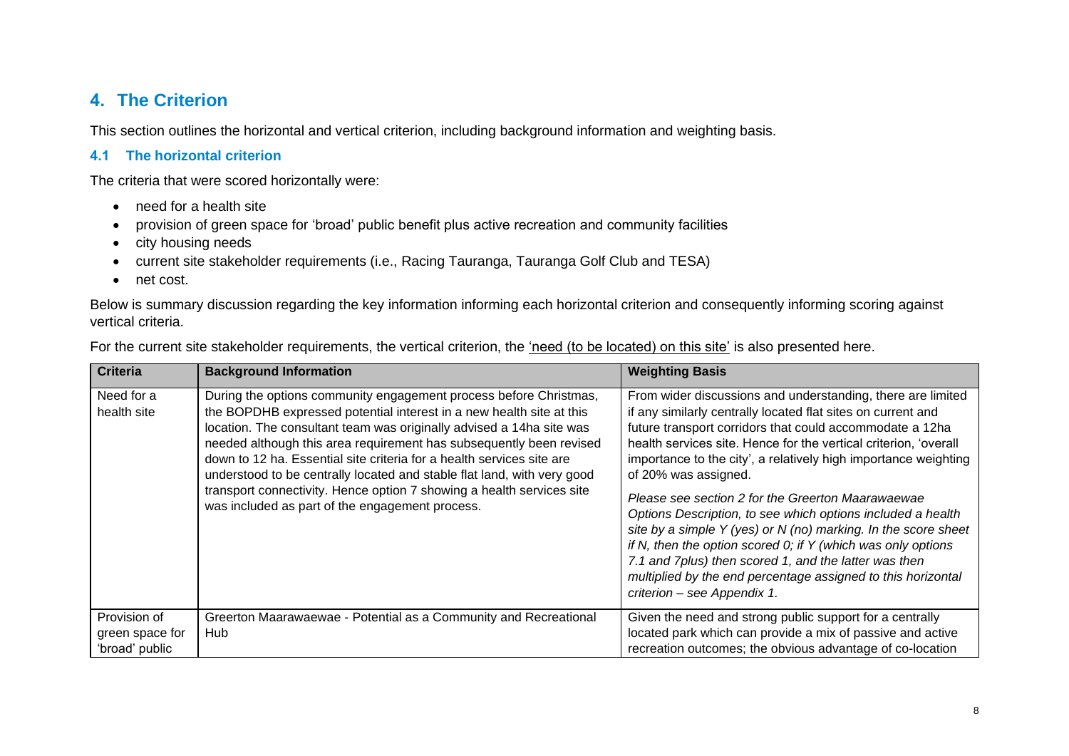## 4. The Criterion

This section outlines the horizontal and vertical criterion, including background information and weighting basis.

### 4.1 The horizontal criterion

The criteria that were scored horizontally were:

- need for a health site
- provision of green space for 'broad' public benefit plus active recreation and community facilities
- city housing needs
- current site stakeholder requirements (i.e., Racing Tauranga, Tauranga Golf Club and TESA)
- net cost.

Below is summary discussion regarding the key information informing each horizontal criterion and consequently informing scoring against vertical criteria.

For the current site stakeholder requirements, the vertical criterion, the 'need (to be located) on this site' is also presented here.

| Criteria | Background Information | Weighting Basis |
|---|---|---|
| Need for a health site | During the options community engagement process before Christmas, the BOPDHB expressed potential interest in a new health site at this location. The consultant team was originally advised a 14ha site was needed although this area requirement has subsequently been revised down to 12 ha. Essential site criteria for a health services site are understood to be centrally located and stable flat land, with very good transport connectivity. Hence option 7 showing a health services site was included as part of the engagement process. | From wider discussions and understanding, there are limited if any similarly centrally located flat sites on current and future transport corridors that could accommodate a 12ha health services site. Hence for the vertical criterion, 'overall importance to the city', a relatively high importance weighting of 20% was assigned.<br><br>*Please see section 2 for the Greerton Maarawaewae Options Description, to see which options included a health site by a simple Y (yes) or N (no) marking. In the score sheet if N, then the option scored 0; if Y (which was only options 7.1 and 7plus) then scored 1, and the latter was then multiplied by the end percentage assigned to this horizontal criterion – see Appendix 1.* |
| Provision of green space for 'broad' public | Greerton Maarawaewae - Potential as a Community and Recreational Hub | Given the need and strong public support for a centrally located park which can provide a mix of passive and active recreation outcomes; the obvious advantage of co-location |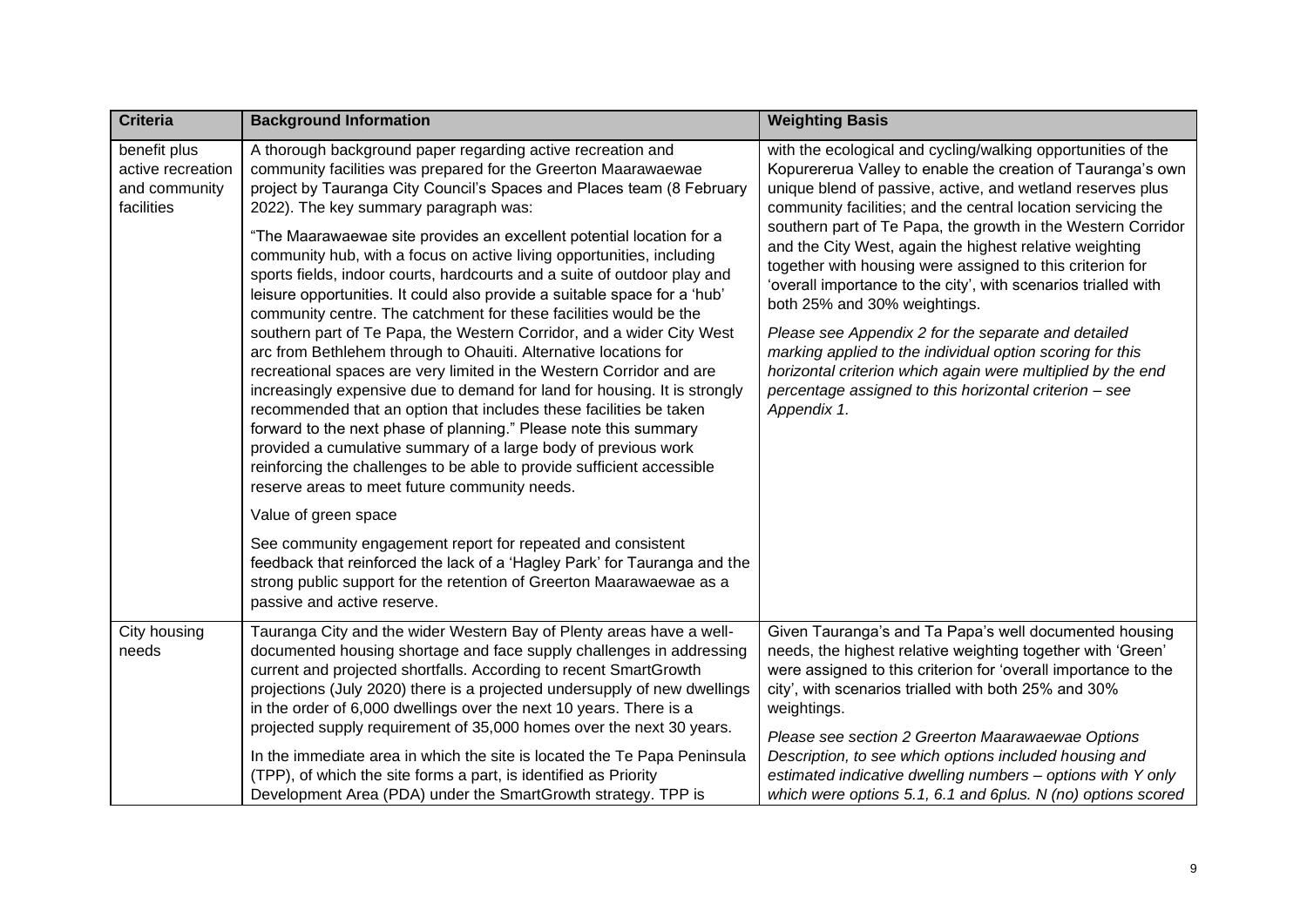| Criteria | Background Information | Weighting Basis |
|---|---|---|
| benefit plus active recreation and community facilities | A thorough background paper regarding active recreation and community facilities was prepared for the Greerton Maarawaewae project by Tauranga City Council's Spaces and Places team (8 February 2022). The key summary paragraph was:<br><br>"The Maarawaewae site provides an excellent potential location for a community hub, with a focus on active living opportunities, including sports fields, indoor courts, hardcourts and a suite of outdoor play and leisure opportunities. It could also provide a suitable space for a 'hub' community centre. The catchment for these facilities would be the southern part of Te Papa, the Western Corridor, and a wider City West arc from Bethlehem through to Ohauiti. Alternative locations for recreational spaces are very limited in the Western Corridor and are increasingly expensive due to demand for land for housing. It is strongly recommended that an option that includes these facilities be taken forward to the next phase of planning." Please note this summary provided a cumulative summary of a large body of previous work reinforcing the challenges to be able to provide sufficient accessible reserve areas to meet future community needs.<br><br>Value of green space<br><br>See community engagement report for repeated and consistent feedback that reinforced the lack of a 'Hagley Park' for Tauranga and the strong public support for the retention of Greerton Maarawaewae as a passive and active reserve. | with the ecological and cycling/walking opportunities of the Kopurererua Valley to enable the creation of Tauranga's own unique blend of passive, active, and wetland reserves plus community facilities; and the central location servicing the southern part of Te Papa, the growth in the Western Corridor and the City West, again the highest relative weighting together with housing were assigned to this criterion for 'overall importance to the city', with scenarios trialled with both 25% and 30% weightings.<br><br>*Please see Appendix 2 for the separate and detailed marking applied to the individual option scoring for this horizontal criterion which again were multiplied by the end percentage assigned to this horizontal criterion – see Appendix 1.* |
| City housing needs | Tauranga City and the wider Western Bay of Plenty areas have a well-documented housing shortage and face supply challenges in addressing current and projected shortfalls. According to recent SmartGrowth projections (July 2020) there is a projected undersupply of new dwellings in the order of 6,000 dwellings over the next 10 years. There is a projected supply requirement of 35,000 homes over the next 30 years.<br><br>In the immediate area in which the site is located the Te Papa Peninsula (TPP), of which the site forms a part, is identified as Priority Development Area (PDA) under the SmartGrowth strategy. TPP is | Given Tauranga's and Ta Papa's well documented housing needs, the highest relative weighting together with 'Green' were assigned to this criterion for 'overall importance to the city', with scenarios trialled with both 25% and 30% weightings.<br><br>*Please see section 2 Greerton Maarawaewae Options Description, to see which options included housing and estimated indicative dwelling numbers – options with Y only which were options 5.1, 6.1 and 6plus. N (no) options scored* |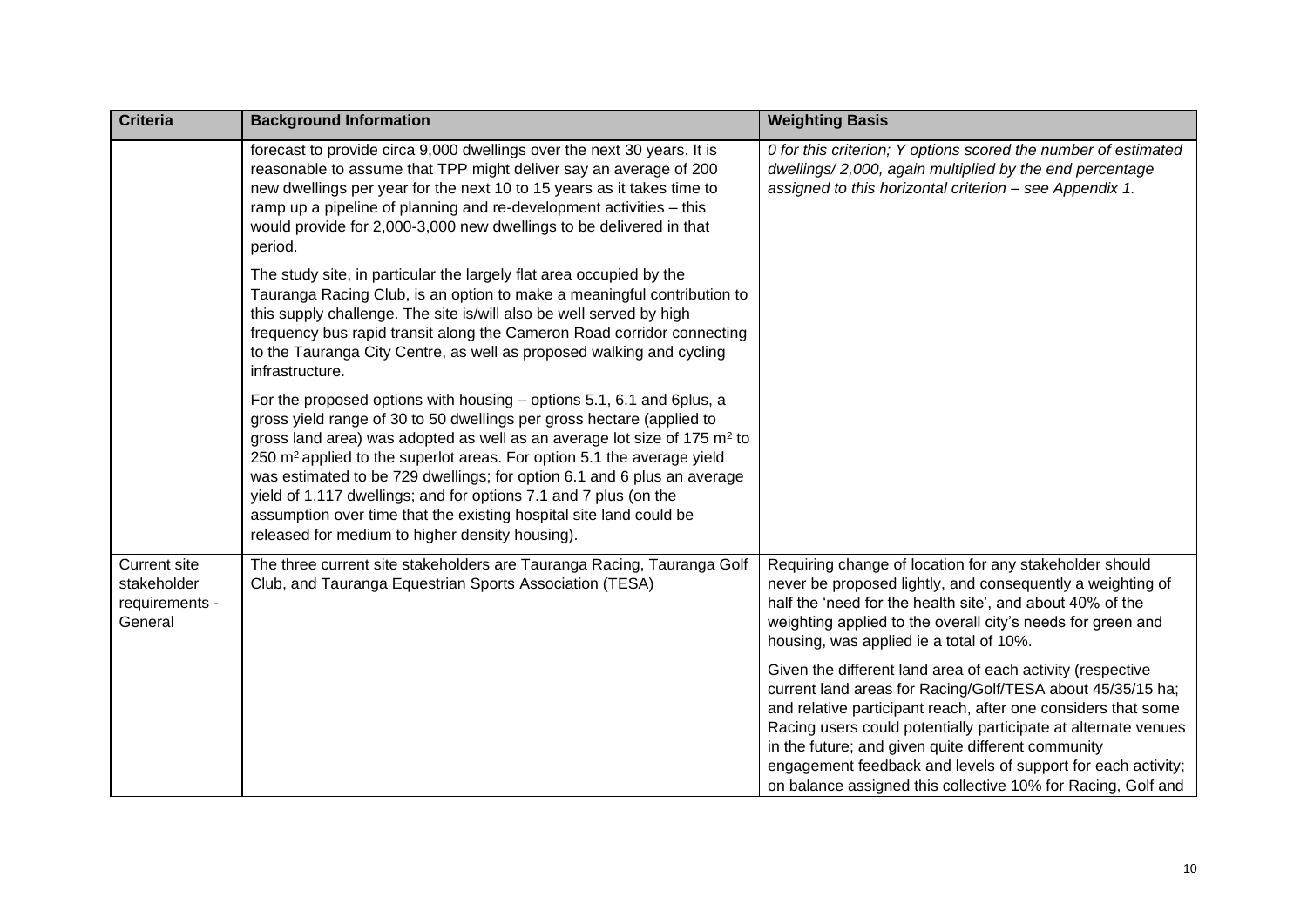| Criteria | Background Information | Weighting Basis |
|---|---|---|
| | forecast to provide circa 9,000 dwellings over the next 30 years. It is reasonable to assume that TPP might deliver say an average of 200 new dwellings per year for the next 10 to 15 years as it takes time to ramp up a pipeline of planning and re-development activities – this would provide for 2,000-3,000 new dwellings to be delivered in that period.<br><br>The study site, in particular the largely flat area occupied by the Tauranga Racing Club, is an option to make a meaningful contribution to this supply challenge. The site is/will also be well served by high frequency bus rapid transit along the Cameron Road corridor connecting to the Tauranga City Centre, as well as proposed walking and cycling infrastructure.<br><br>For the proposed options with housing – options 5.1, 6.1 and 6plus, a gross yield range of 30 to 50 dwellings per gross hectare (applied to gross land area) was adopted as well as an average lot size of 175 m² to 250 m² applied to the superlot areas. For option 5.1 the average yield was estimated to be 729 dwellings; for option 6.1 and 6 plus an average yield of 1,117 dwellings; and for options 7.1 and 7 plus (on the assumption over time that the existing hospital site land could be released for medium to higher density housing). | *0 for this criterion; Y options scored the number of estimated dwellings/ 2,000, again multiplied by the end percentage assigned to this horizontal criterion – see Appendix 1.* |
| Current site stakeholder requirements - General | The three current site stakeholders are Tauranga Racing, Tauranga Golf Club, and Tauranga Equestrian Sports Association (TESA) | Requiring change of location for any stakeholder should never be proposed lightly, and consequently a weighting of half the 'need for the health site', and about 40% of the weighting applied to the overall city's needs for green and housing, was applied ie a total of 10%.<br><br>Given the different land area of each activity (respective current land areas for Racing/Golf/TESA about 45/35/15 ha; and relative participant reach, after one considers that some Racing users could potentially participate at alternate venues in the future; and given quite different community engagement feedback and levels of support for each activity; on balance assigned this collective 10% for Racing, Golf and |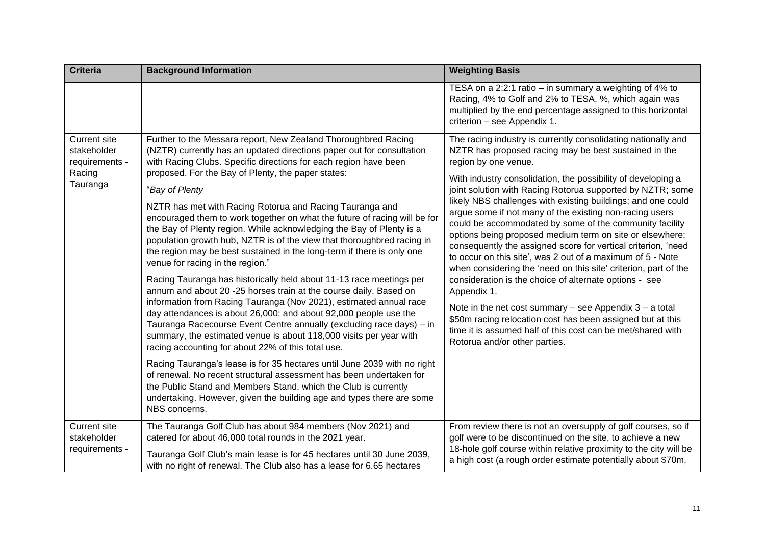| Criteria | Background Information | Weighting Basis |
|---|---|---|
| | | TESA on a 2:2:1 ratio – in summary a weighting of 4% to Racing, 4% to Golf and 2% to TESA, %, which again was multiplied by the end percentage assigned to this horizontal criterion – see Appendix 1. |
| Current site stakeholder requirements - Racing Tauranga | Further to the Messara report, New Zealand Thoroughbred Racing (NZTR) currently has an updated directions paper out for consultation with Racing Clubs. Specific directions for each region have been proposed. For the Bay of Plenty, the paper states:<br><br>"*Bay of Plenty*<br><br>NZTR has met with Racing Rotorua and Racing Tauranga and encouraged them to work together on what the future of racing will be for the Bay of Plenty region. While acknowledging the Bay of Plenty is a population growth hub, NZTR is of the view that thoroughbred racing in the region may be best sustained in the long-term if there is only one venue for racing in the region."<br><br>Racing Tauranga has historically held about 11-13 race meetings per annum and about 20 -25 horses train at the course daily. Based on information from Racing Tauranga (Nov 2021), estimated annual race day attendances is about 26,000; and about 92,000 people use the Tauranga Racecourse Event Centre annually (excluding race days) – in summary, the estimated venue is about 118,000 visits per year with racing accounting for about 22% of this total use.<br><br>Racing Tauranga's lease is for 35 hectares until June 2039 with no right of renewal. No recent structural assessment has been undertaken for the Public Stand and Members Stand, which the Club is currently undertaking. However, given the building age and types there are some NBS concerns. | The racing industry is currently consolidating nationally and NZTR has proposed racing may be best sustained in the region by one venue.<br><br>With industry consolidation, the possibility of developing a joint solution with Racing Rotorua supported by NZTR; some likely NBS challenges with existing buildings; and one could argue some if not many of the existing non-racing users could be accommodated by some of the community facility options being proposed medium term on site or elsewhere; consequently the assigned score for vertical criterion, 'need to occur on this site', was 2 out of a maximum of 5 - Note when considering the 'need on this site' criterion, part of the consideration is the choice of alternate options - see Appendix 1.<br><br>Note in the net cost summary – see Appendix 3 – a total $50m racing relocation cost has been assigned but at this time it is assumed half of this cost can be met/shared with Rotorua and/or other parties. |
| Current site stakeholder requirements - | The Tauranga Golf Club has about 984 members (Nov 2021) and catered for about 46,000 total rounds in the 2021 year.<br><br>Tauranga Golf Club's main lease is for 45 hectares until 30 June 2039, with no right of renewal. The Club also has a lease for 6.65 hectares | From review there is not an oversupply of golf courses, so if golf were to be discontinued on the site, to achieve a new 18-hole golf course within relative proximity to the city will be a high cost (a rough order estimate potentially about $70m, |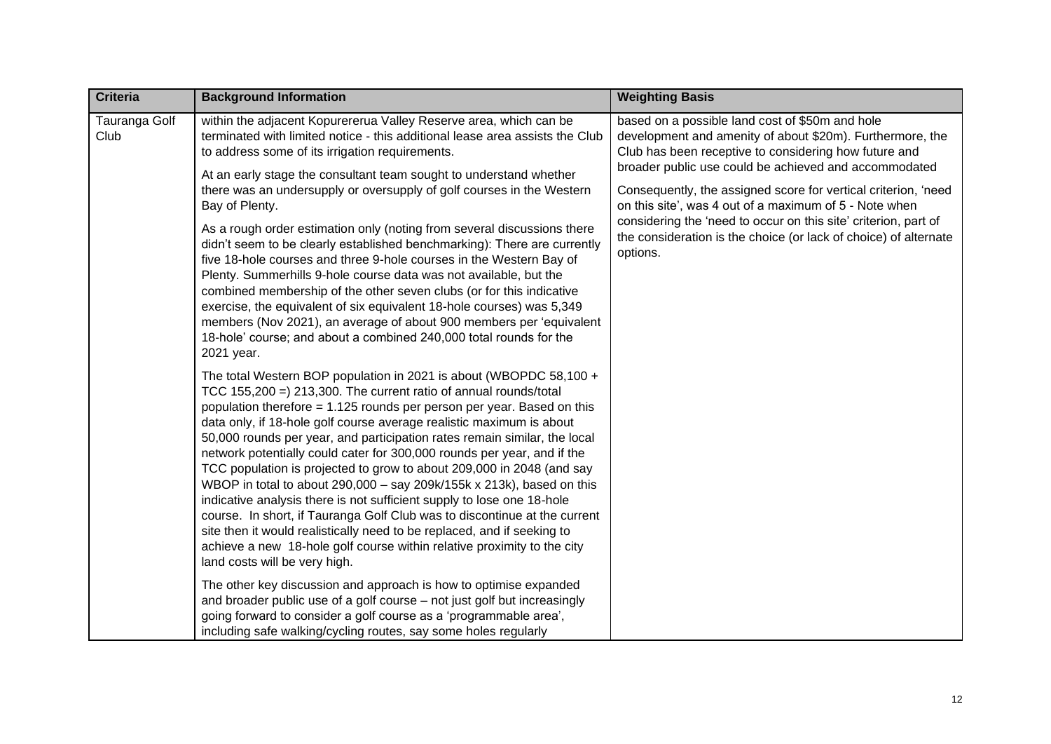| Criteria | Background Information | Weighting Basis |
|---|---|---|
| Tauranga Golf Club | within the adjacent Kopurererua Valley Reserve area, which can be terminated with limited notice - this additional lease area assists the Club to address some of its irrigation requirements.<br><br>At an early stage the consultant team sought to understand whether there was an undersupply or oversupply of golf courses in the Western Bay of Plenty.<br><br>As a rough order estimation only (noting from several discussions there didn't seem to be clearly established benchmarking): There are currently five 18-hole courses and three 9-hole courses in the Western Bay of Plenty. Summerhills 9-hole course data was not available, but the combined membership of the other seven clubs (or for this indicative exercise, the equivalent of six equivalent 18-hole courses) was 5,349 members (Nov 2021), an average of about 900 members per 'equivalent 18-hole' course; and about a combined 240,000 total rounds for the 2021 year.<br><br>The total Western BOP population in 2021 is about (WBOPDC 58,100 + TCC 155,200 =) 213,300. The current ratio of annual rounds/total population therefore = 1.125 rounds per person per year. Based on this data only, if 18-hole golf course average realistic maximum is about 50,000 rounds per year, and participation rates remain similar, the local network potentially could cater for 300,000 rounds per year, and if the TCC population is projected to grow to about 209,000 in 2048 (and say WBOP in total to about 290,000 – say 209k/155k x 213k), based on this indicative analysis there is not sufficient supply to lose one 18-hole course. In short, if Tauranga Golf Club was to discontinue at the current site then it would realistically need to be replaced, and if seeking to achieve a new 18-hole golf course within relative proximity to the city land costs will be very high.<br><br>The other key discussion and approach is how to optimise expanded and broader public use of a golf course – not just golf but increasingly going forward to consider a golf course as a 'programmable area', including safe walking/cycling routes, say some holes regularly | based on a possible land cost of $50m and hole development and amenity of about $20m). Furthermore, the Club has been receptive to considering how future and broader public use could be achieved and accommodated<br><br>Consequently, the assigned score for vertical criterion, 'need on this site', was 4 out of a maximum of 5 - Note when considering the 'need to occur on this site' criterion, part of the consideration is the choice (or lack of choice) of alternate options. |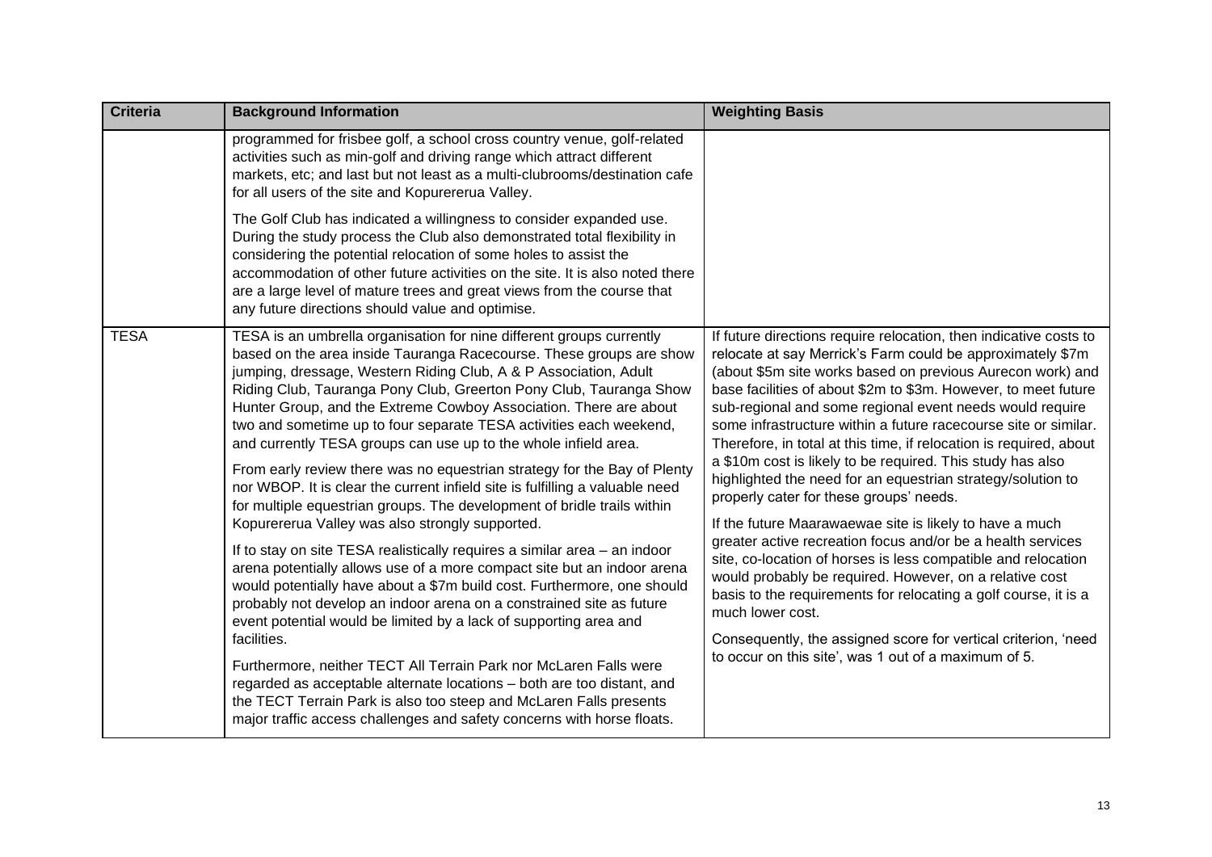| Criteria | Background Information | Weighting Basis |
|---|---|---|
| | programmed for frisbee golf, a school cross country venue, golf-related activities such as min-golf and driving range which attract different markets, etc; and last but not least as a multi-clubrooms/destination cafe for all users of the site and Kopurererua Valley.<br><br>The Golf Club has indicated a willingness to consider expanded use. During the study process the Club also demonstrated total flexibility in considering the potential relocation of some holes to assist the accommodation of other future activities on the site. It is also noted there are a large level of mature trees and great views from the course that any future directions should value and optimise. | |
| TESA | TESA is an umbrella organisation for nine different groups currently based on the area inside Tauranga Racecourse. These groups are show jumping, dressage, Western Riding Club, A & P Association, Adult Riding Club, Tauranga Pony Club, Greerton Pony Club, Tauranga Show Hunter Group, and the Extreme Cowboy Association. There are about two and sometime up to four separate TESA activities each weekend, and currently TESA groups can use up to the whole infield area.<br><br>From early review there was no equestrian strategy for the Bay of Plenty nor WBOP. It is clear the current infield site is fulfilling a valuable need for multiple equestrian groups. The development of bridle trails within Kopurererua Valley was also strongly supported.<br><br>If to stay on site TESA realistically requires a similar area – an indoor arena potentially allows use of a more compact site but an indoor arena would potentially have about a $7m build cost. Furthermore, one should probably not develop an indoor arena on a constrained site as future event potential would be limited by a lack of supporting area and facilities.<br><br>Furthermore, neither TECT All Terrain Park nor McLaren Falls were regarded as acceptable alternate locations – both are too distant, and the TECT Terrain Park is also too steep and McLaren Falls presents major traffic access challenges and safety concerns with horse floats. | If future directions require relocation, then indicative costs to relocate at say Merrick's Farm could be approximately $7m (about $5m site works based on previous Aurecon work) and base facilities of about $2m to $3m. However, to meet future sub-regional and some regional event needs would require some infrastructure within a future racecourse site or similar. Therefore, in total at this time, if relocation is required, about a $10m cost is likely to be required. This study has also highlighted the need for an equestrian strategy/solution to properly cater for these groups' needs.<br><br>If the future Maarawaewae site is likely to have a much greater active recreation focus and/or be a health services site, co-location of horses is less compatible and relocation would probably be required. However, on a relative cost basis to the requirements for relocating a golf course, it is a much lower cost.<br><br>Consequently, the assigned score for vertical criterion, 'need to occur on this site', was 1 out of a maximum of 5. |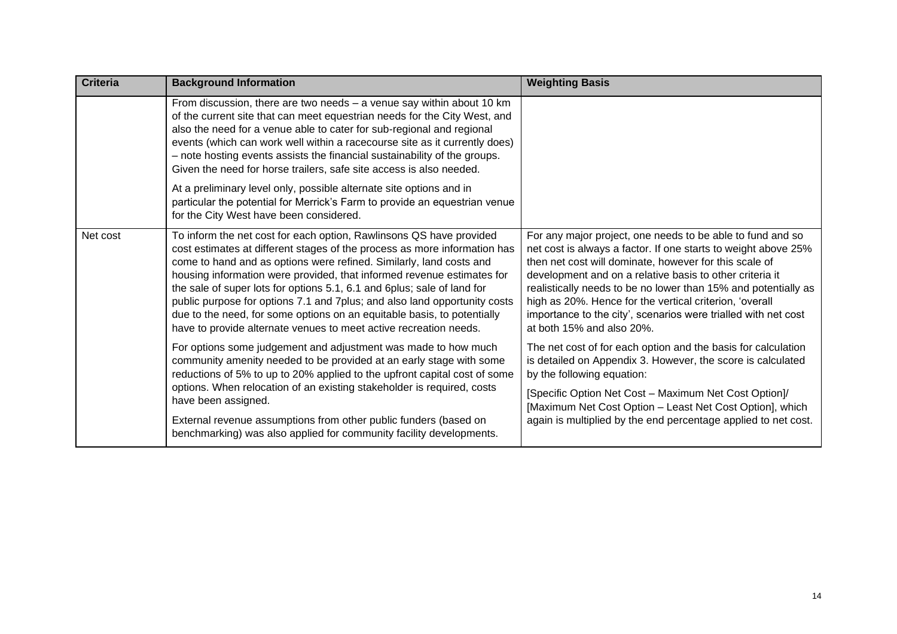| Criteria | Background Information | Weighting Basis |
| --- | --- | --- |
| | From discussion, there are two needs – a venue say within about 10 km of the current site that can meet equestrian needs for the City West, and also the need for a venue able to cater for sub-regional and regional events (which can work well within a racecourse site as it currently does) – note hosting events assists the financial sustainability of the groups. Given the need for horse trailers, safe site access is also needed.<br><br>At a preliminary level only, possible alternate site options and in particular the potential for Merrick's Farm to provide an equestrian venue for the City West have been considered. | |
| Net cost | To inform the net cost for each option, Rawlinsons QS have provided cost estimates at different stages of the process as more information has come to hand and as options were refined. Similarly, land costs and housing information were provided, that informed revenue estimates for the sale of super lots for options 5.1, 6.1 and 6plus; sale of land for public purpose for options 7.1 and 7plus; and also land opportunity costs due to the need, for some options on an equitable basis, to potentially have to provide alternate venues to meet active recreation needs.<br><br>For options some judgement and adjustment was made to how much community amenity needed to be provided at an early stage with some reductions of 5% to up to 20% applied to the upfront capital cost of some options. When relocation of an existing stakeholder is required, costs have been assigned.<br><br>External revenue assumptions from other public funders (based on benchmarking) was also applied for community facility developments. | For any major project, one needs to be able to fund and so net cost is always a factor. If one starts to weight above 25% then net cost will dominate, however for this scale of development and on a relative basis to other criteria it realistically needs to be no lower than 15% and potentially as high as 20%. Hence for the vertical criterion, 'overall importance to the city', scenarios were trialled with net cost at both 15% and also 20%.<br><br>The net cost of for each option and the basis for calculation is detailed on Appendix 3. However, the score is calculated by the following equation:<br><br>[Specific Option Net Cost – Maximum Net Cost Option]/ [Maximum Net Cost Option – Least Net Cost Option], which again is multiplied by the end percentage applied to net cost. |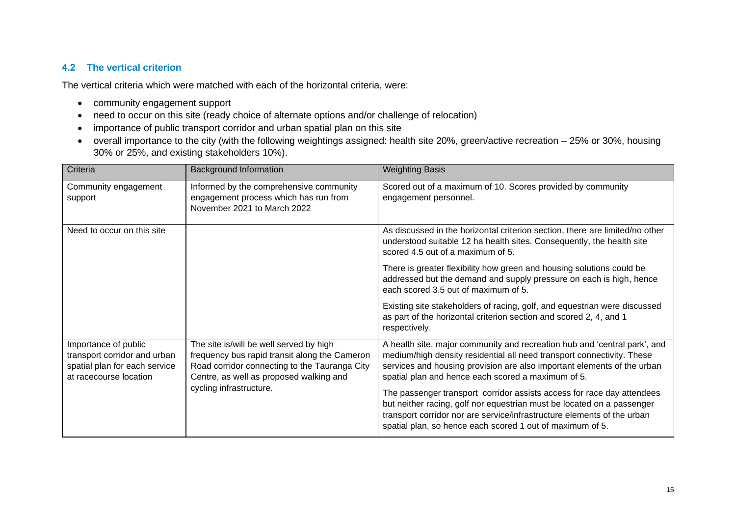### 4.2 The vertical criterion

The vertical criteria which were matched with each of the horizontal criteria, were:

- community engagement support
- need to occur on this site (ready choice of alternate options and/or challenge of relocation)
- importance of public transport corridor and urban spatial plan on this site
- overall importance to the city (with the following weightings assigned: health site 20%, green/active recreation – 25% or 30%, housing 30% or 25%, and existing stakeholders 10%).

| Criteria | Background Information | Weighting Basis |
|---|---|---|
| Community engagement support | Informed by the comprehensive community engagement process which has run from November 2021 to March 2022 | Scored out of a maximum of 10. Scores provided by community engagement personnel. |
| Need to occur on this site | | As discussed in the horizontal criterion section, there are limited/no other understood suitable 12 ha health sites. Consequently, the health site scored 4.5 out of a maximum of 5.<br><br>There is greater flexibility how green and housing solutions could be addressed but the demand and supply pressure on each is high, hence each scored 3.5 out of maximum of 5.<br><br>Existing site stakeholders of racing, golf, and equestrian were discussed as part of the horizontal criterion section and scored 2, 4, and 1 respectively. |
| Importance of public transport corridor and urban spatial plan for each service at racecourse location | The site is/will be well served by high frequency bus rapid transit along the Cameron Road corridor connecting to the Tauranga City Centre, as well as proposed walking and cycling infrastructure. | A health site, major community and recreation hub and 'central park', and medium/high density residential all need transport connectivity. These services and housing provision are also important elements of the urban spatial plan and hence each scored a maximum of 5.<br><br>The passenger transport corridor assists access for race day attendees but neither racing, golf nor equestrian must be located on a passenger transport corridor nor are service/infrastructure elements of the urban spatial plan, so hence each scored 1 out of maximum of 5. |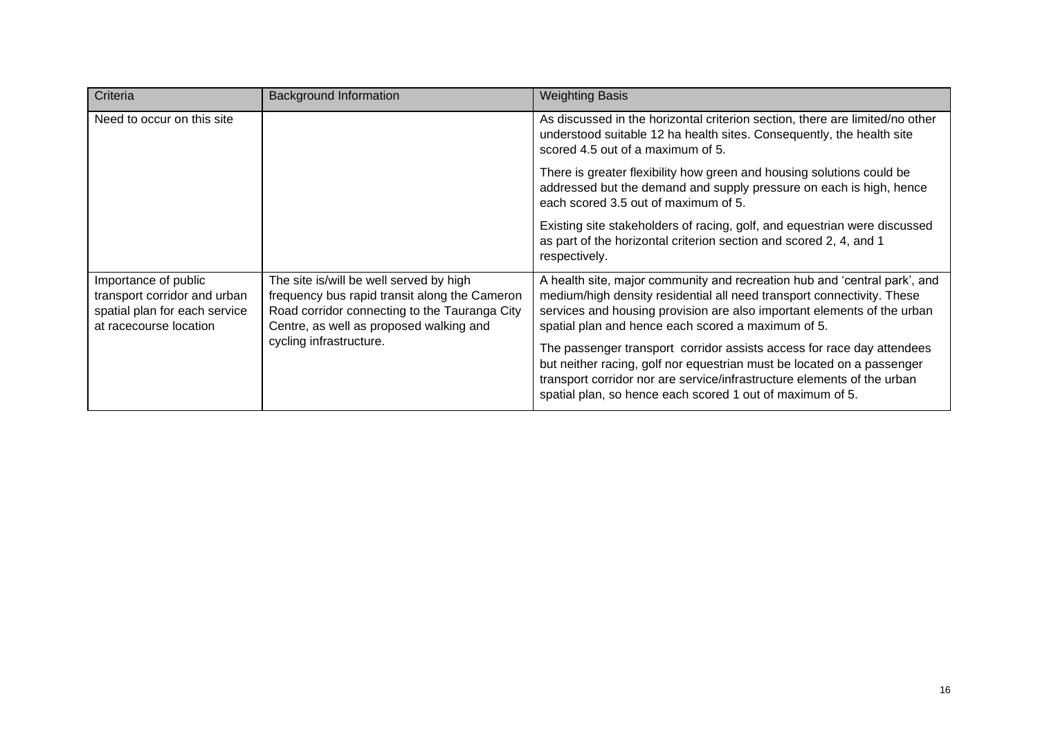| Criteria | Background Information | Weighting Basis |
| --- | --- | --- |
| Need to occur on this site | | As discussed in the horizontal criterion section, there are limited/no other understood suitable 12 ha health sites. Consequently, the health site scored 4.5 out of a maximum of 5.<br><br>There is greater flexibility how green and housing solutions could be addressed but the demand and supply pressure on each is high, hence each scored 3.5 out of maximum of 5.<br><br>Existing site stakeholders of racing, golf, and equestrian were discussed as part of the horizontal criterion section and scored 2, 4, and 1 respectively. |
| Importance of public transport corridor and urban spatial plan for each service at racecourse location | The site is/will be well served by high frequency bus rapid transit along the Cameron Road corridor connecting to the Tauranga City Centre, as well as proposed walking and cycling infrastructure. | A health site, major community and recreation hub and 'central park', and medium/high density residential all need transport connectivity. These services and housing provision are also important elements of the urban spatial plan and hence each scored a maximum of 5.<br><br>The passenger transport corridor assists access for race day attendees but neither racing, golf nor equestrian must be located on a passenger transport corridor nor are service/infrastructure elements of the urban spatial plan, so hence each scored 1 out of maximum of 5. |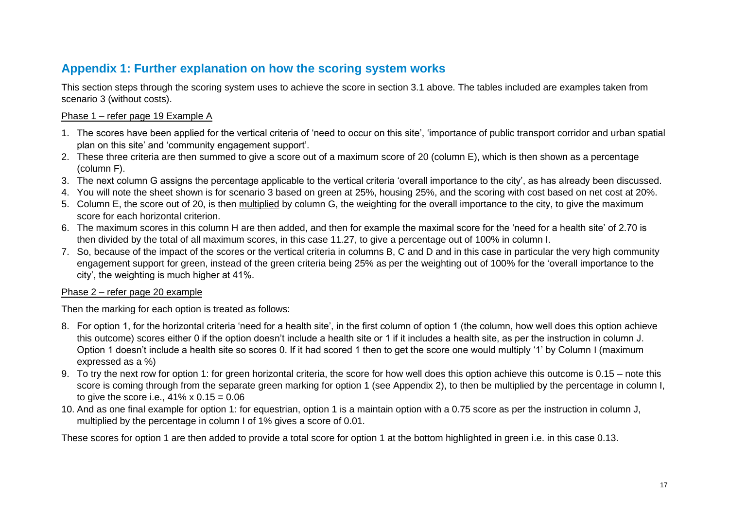## Appendix 1: Further explanation on how the scoring system works

This section steps through the scoring system uses to achieve the score in section 3.1 above. The tables included are examples taken from scenario 3 (without costs).

<u>Phase 1 – refer page 19 Example A</u>

1. The scores have been applied for the vertical criteria of 'need to occur on this site', 'importance of public transport corridor and urban spatial plan on this site' and 'community engagement support'.
2. These three criteria are then summed to give a score out of a maximum score of 20 (column E), which is then shown as a percentage (column F).
3. The next column G assigns the percentage applicable to the vertical criteria 'overall importance to the city', as has already been discussed.
4. You will note the sheet shown is for scenario 3 based on green at 25%, housing 25%, and the scoring with cost based on net cost at 20%.
5. Column E, the score out of 20, is then <u>multiplied</u> by column G, the weighting for the overall importance to the city, to give the maximum score for each horizontal criterion.
6. The maximum scores in this column H are then added, and then for example the maximal score for the 'need for a health site' of 2.70 is then divided by the total of all maximum scores, in this case 11.27, to give a percentage out of 100% in column I.
7. So, because of the impact of the scores or the vertical criteria in columns B, C and D and in this case in particular the very high community engagement support for green, instead of the green criteria being 25% as per the weighting out of 100% for the 'overall importance to the city', the weighting is much higher at 41%.

<u>Phase 2 – refer page 20 example</u>

Then the marking for each option is treated as follows:

8. For option 1, for the horizontal criteria 'need for a health site', in the first column of option 1 (the column, how well does this option achieve this outcome) scores either 0 if the option doesn't include a health site or 1 if it includes a health site, as per the instruction in column J. Option 1 doesn't include a health site so scores 0. If it had scored 1 then to get the score one would multiply '1' by Column I (maximum expressed as a %)
9. To try the next row for option 1: for green horizontal criteria, the score for how well does this option achieve this outcome is 0.15 – note this score is coming through from the separate green marking for option 1 (see Appendix 2), to then be multiplied by the percentage in column I, to give the score i.e., 41% x 0.15 = 0.06
10. And as one final example for option 1: for equestrian, option 1 is a maintain option with a 0.75 score as per the instruction in column J, multiplied by the percentage in column I of 1% gives a score of 0.01.

These scores for option 1 are then added to provide a total score for option 1 at the bottom highlighted in green i.e. in this case 0.13.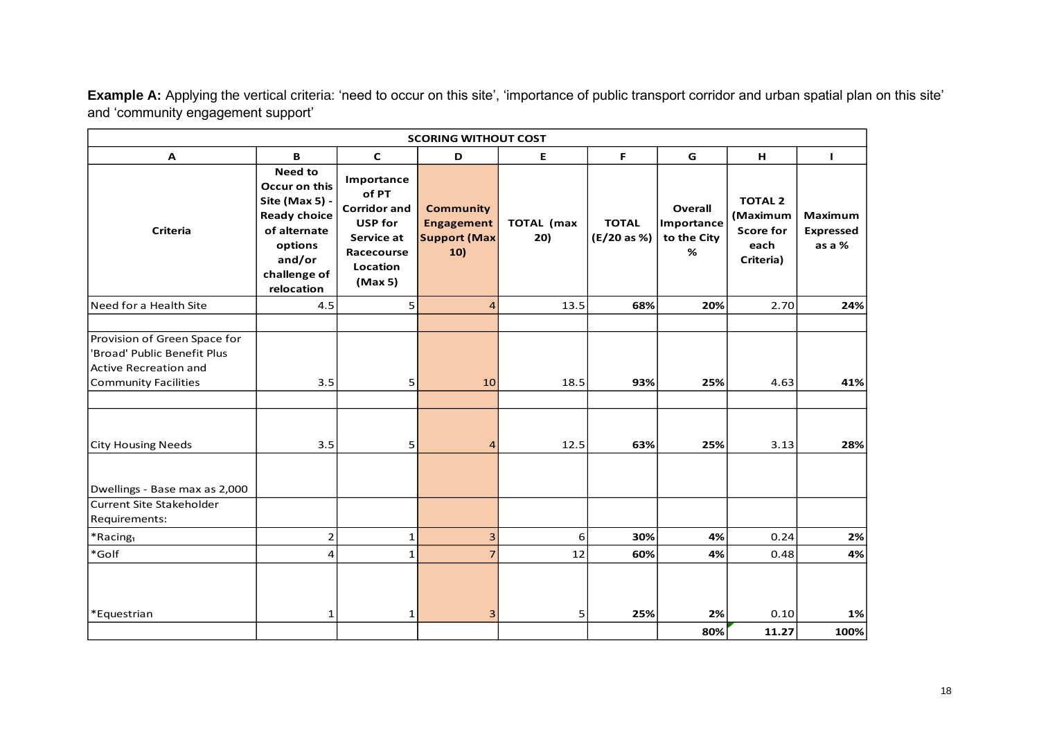**Example A:** Applying the vertical criteria: 'need to occur on this site', 'importance of public transport corridor and urban spatial plan on this site' and 'community engagement support'

| SCORING WITHOUT COST | | | | | | | | |
|---|---|---|---|---|---|---|---|---|
| **A** | **B** | **C** | **D** | **E** | **F** | **G** | **H** | **I** |
| **Criteria** | **Need to Occur on this Site (Max 5) - Ready choice of alternate options and/or challenge of relocation** | **Importance of PT Corridor and USP for Service at Racecourse Location (Max 5)** | **Community Engagement Support (Max 10)** | **TOTAL (max 20)** | **TOTAL (E/20 as %)** | **Overall Importance to the City %** | **TOTAL 2 (Maximum Score for each Criteria)** | **Maximum Expressed as a %** |
| Need for a Health Site | 4.5 | 5 | 4 | 13.5 | **68%** | **20%** | 2.70 | **24%** |
| | | | | | | | | |
| Provision of Green Space for 'Broad' Public Benefit Plus Active Recreation and Community Facilities | 3.5 | 5 | 10 | 18.5 | **93%** | **25%** | 4.63 | **41%** |
| | | | | | | | | |
| City Housing Needs | 3.5 | 5 | 4 | 12.5 | **63%** | **25%** | 3.13 | **28%** |
| Dwellings - Base max as 2,000 | | | | | | | | |
| Current Site Stakeholder Requirements: | | | | | | | | |
| *Racing[1] | 2 | 1 | 3 | 6 | **30%** | **4%** | 0.24 | **2%** |
| *Golf | 4 | 1 | 7 | 12 | **60%** | **4%** | 0.48 | **4%** |
| *Equestrian | 1 | 1 | 3 | 5 | **25%** | **2%** | 0.10 | **1%** |
| | | | | | | **80%** | **11.27** | **100%** |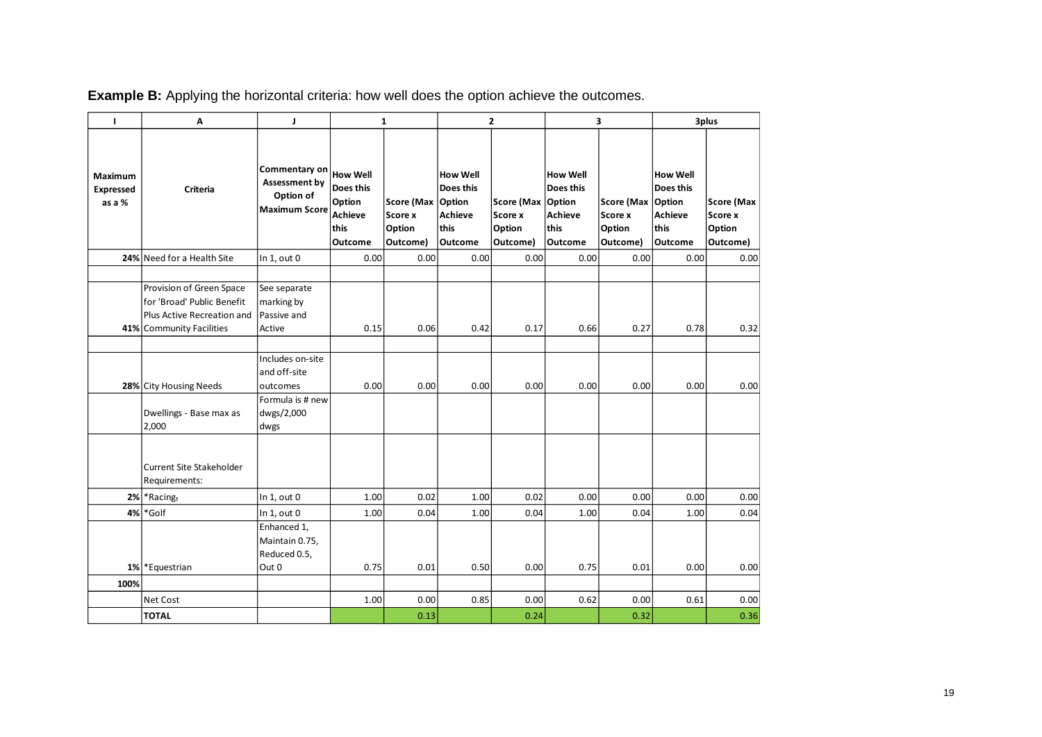**Example B:** Applying the horizontal criteria: how well does the option achieve the outcomes.

| I | A | J | 1 | | 2 | | 3 | | 3plus | |
|---|---|---|---|---|---|---|---|---|---|---|
| Maximum Expressed as a % | Criteria | Commentary on Assessment by Option of Maximum Score | How Well Does this Option Achieve this Outcome | Score (Max Score x Option Outcome) | How Well Does this Option Achieve this Outcome | Score (Max Score x Option Outcome) | How Well Does this Option Achieve this Outcome | Score (Max Score x Option Outcome) | How Well Does this Option Achieve this Outcome | Score (Max Score x Option Outcome) |
| 24% | Need for a Health Site | In 1, out 0 | 0.00 | 0.00 | 0.00 | 0.00 | 0.00 | 0.00 | 0.00 | 0.00 |
| | | | | | | | | | | |
| 41% | Provision of Green Space for 'Broad' Public Benefit Plus Active Recreation and Community Facilities | See separate marking by Passive and Active | 0.15 | 0.06 | 0.42 | 0.17 | 0.66 | 0.27 | 0.78 | 0.32 |
| | | | | | | | | | | |
| 28% | City Housing Needs | Includes on-site and off-site outcomes | 0.00 | 0.00 | 0.00 | 0.00 | 0.00 | 0.00 | 0.00 | 0.00 |
| | Dwellings - Base max as 2,000 | Formula is # new dwgs/2,000 dwgs | | | | | | | | |
| | Current Site Stakeholder Requirements: | | | | | | | | | |
| 2% | *Racing[1] | In 1, out 0 | 1.00 | 0.02 | 1.00 | 0.02 | 0.00 | 0.00 | 0.00 | 0.00 |
| 4% | *Golf | In 1, out 0 | 1.00 | 0.04 | 1.00 | 0.04 | 1.00 | 0.04 | 1.00 | 0.04 |
| 1% | *Equestrian | Enhanced 1, Maintain 0.75, Reduced 0.5, Out 0 | 0.75 | 0.01 | 0.50 | 0.00 | 0.75 | 0.01 | 0.00 | 0.00 |
| 100% | | | | | | | | | | |
| | Net Cost | | 1.00 | 0.00 | 0.85 | 0.00 | 0.62 | 0.00 | 0.61 | 0.00 |
| | **TOTAL** | | | 0.13 | | 0.24 | | 0.32 | | 0.36 |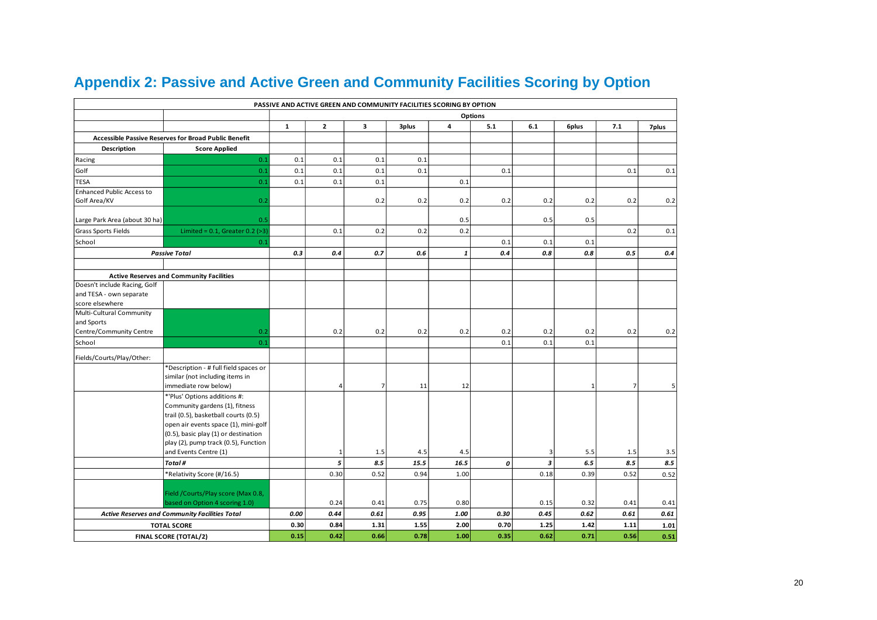## Appendix 2: Passive and Active Green and Community Facilities Scoring by Option

| PASSIVE AND ACTIVE GREEN AND COMMUNITY FACILITIES SCORING BY OPTION | | | | | | | | | | | |
|---|---|---|---|---|---|---|---|---|---|---|---|
| | | Options | | | | | | | | | |
| | | 1 | 2 | 3 | 3plus | 4 | 5.1 | 6.1 | 6plus | 7.1 | 7plus |
| **Accessible Passive Reserves for Broad Public Benefit** | | | | | | | | | | | |
| **Description** | **Score Applied** | | | | | | | | | | |
| Racing | 0.1 | 0.1 | 0.1 | 0.1 | 0.1 | | | | | | |
| Golf | 0.1 | 0.1 | 0.1 | 0.1 | 0.1 | | 0.1 | | | 0.1 | 0.1 |
| TESA | 0.1 | 0.1 | 0.1 | 0.1 | | 0.1 | | | | | |
| Enhanced Public Access to Golf Area/KV | 0.2 | | | 0.2 | 0.2 | 0.2 | 0.2 | 0.2 | 0.2 | 0.2 | 0.2 |
| Large Park Area (about 30 ha) | 0.5 | | | | | 0.5 | | 0.5 | 0.5 | | |
| Grass Sports Fields | Limited = 0.1, Greater 0.2 (>3) | | 0.1 | 0.2 | 0.2 | 0.2 | | | | 0.2 | 0.1 |
| School | 0.1 | | | | | | 0.1 | 0.1 | 0.1 | | |
| ***Passive Total*** | | ***0.3*** | ***0.4*** | ***0.7*** | ***0.6*** | ***1*** | ***0.4*** | ***0.8*** | ***0.8*** | ***0.5*** | ***0.4*** |
| | | | | | | | | | | | |
| **Active Reserves and Community Facilities** | | | | | | | | | | | |
| Doesn't include Racing, Golf and TESA - own separate score elsewhere | | | | | | | | | | | |
| Multi-Cultural Community and Sports Centre/Community Centre | 0.2 | | 0.2 | 0.2 | 0.2 | 0.2 | 0.2 | 0.2 | 0.2 | 0.2 | 0.2 |
| School | 0.1 | | | | | | 0.1 | 0.1 | 0.1 | | |
| Fields/Courts/Play/Other: | | | | | | | | | | | |
| | *Description - # full field spaces or similar (not including items in immediate row below) | | 4 | 7 | 11 | 12 | | | 1 | 7 | 5 |
| | *'Plus' Options additions #: Community gardens (1), fitness trail (0.5), basketball courts (0.5) open air events space (1), mini-golf (0.5), basic play (1) or destination play (2), pump track (0.5), Function and Events Centre (1) | | 1 | 1.5 | 4.5 | 4.5 | | 3 | 5.5 | 1.5 | 3.5 |
| | ***Total #*** | | ***5*** | ***8.5*** | ***15.5*** | ***16.5*** | ***0*** | ***3*** | ***6.5*** | ***8.5*** | ***8.5*** |
| | *Relativity Score (#/16.5) | | 0.30 | 0.52 | 0.94 | 1.00 | | 0.18 | 0.39 | 0.52 | 0.52 |
| | Field /Courts/Play score (Max 0.8, based on Option 4 scoring 1.0) | | 0.24 | 0.41 | 0.75 | 0.80 | | 0.15 | 0.32 | 0.41 | 0.41 |
| ***Active Reserves and Community Facilities Total*** | | ***0.00*** | ***0.44*** | ***0.61*** | ***0.95*** | ***1.00*** | ***0.30*** | ***0.45*** | ***0.62*** | ***0.61*** | ***0.61*** |
| **TOTAL SCORE** | | **0.30** | **0.84** | **1.31** | **1.55** | **2.00** | **0.70** | **1.25** | **1.42** | **1.11** | **1.01** |
| **FINAL SCORE (TOTAL/2)** | | **0.15** | **0.42** | **0.66** | **0.78** | **1.00** | **0.35** | **0.62** | **0.71** | **0.56** | **0.51** |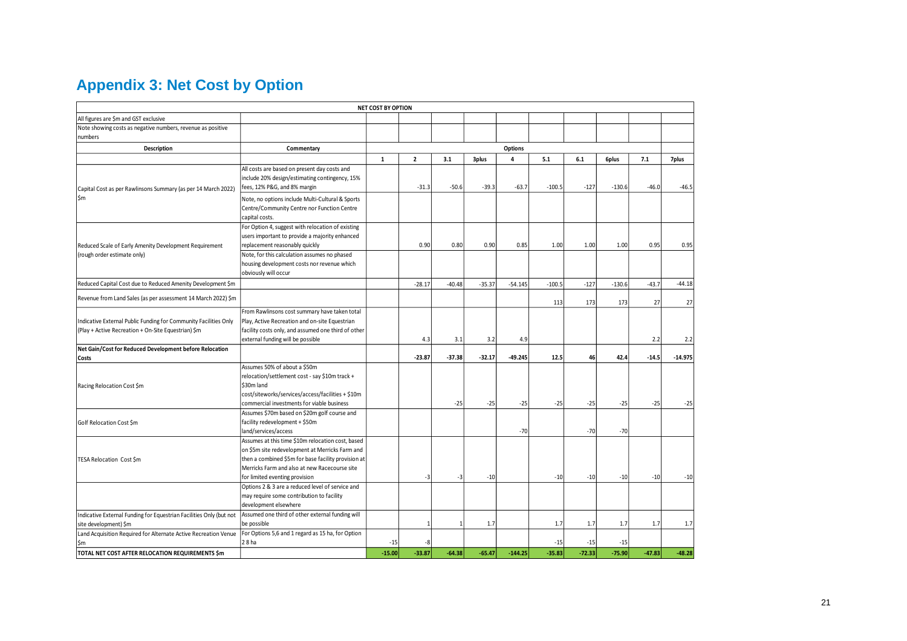# Appendix 3: Net Cost by Option

| NET COST BY OPTION | | | | | | | | | | | |
|---|---|---|---|---|---|---|---|---|---|---|---|
| All figures are $m and GST exclusive | | | | | | | | | | | |
| Note showing costs as negative numbers, revenue as positive numbers | | | | | | | | | | | |
| **Description** | **Commentary** | **Options** | | | | | | | | | |
| | | **1** | **2** | **3.1** | **3plus** | **4** | **5.1** | **6.1** | **6plus** | **7.1** | **7plus** |
| Capital Cost as per Rawlinsons Summary (as per 14 March 2022) $m | All costs are based on present day costs and include 20% design/estimating contingency, 15% fees, 12% P&G, and 8% margin | | -31.3 | -50.6 | -39.3 | -63.7 | -100.5 | -127 | -130.6 | -46.0 | -46.5 |
| | Note, no options include Multi-Cultural & Sports Centre/Community Centre nor Function Centre capital costs. | | | | | | | | | | |
| Reduced Scale of Early Amenity Development Requirement (rough order estimate only) | For Option 4, suggest with relocation of existing users important to provide a majority enhanced replacement reasonably quickly | | 0.90 | 0.80 | 0.90 | 0.85 | 1.00 | 1.00 | 1.00 | 0.95 | 0.95 |
| | Note, for this calculation assumes no phased housing development costs nor revenue which obviously will occur | | | | | | | | | | |
| Reduced Capital Cost due to Reduced Amenity Development $m | | | -28.17 | -40.48 | -35.37 | -54.145 | -100.5 | -127 | -130.6 | -43.7 | -44.18 |
| Revenue from Land Sales (as per assessment 14 March 2022) $m | | | | | | | 113 | 173 | 173 | 27 | 27 |
| Indicative External Public Funding for Community Facilities Only (Play + Active Recreation + On-Site Equestrian) $m | From Rawlinsons cost summary have taken total Play, Active Recreation and on-site Equestrian facility costs only, and assumed one third of other external funding will be possible | | 4.3 | 3.1 | 3.2 | 4.9 | | | | 2.2 | 2.2 |
| **Net Gain/Cost for Reduced Development before Relocation Costs** | | | **-23.87** | **-37.38** | **-32.17** | **-49.245** | **12.5** | **46** | **42.4** | **-14.5** | **-14.975** |
| Racing Relocation Cost $m | Assumes 50% of about a $50m relocation/settlement cost - say $10m track + $30m land cost/siteworks/services/access/facilities + $10m commercial investments for viable business | | | -25 | -25 | -25 | -25 | -25 | -25 | -25 | -25 |
| Golf Relocation Cost $m | Assumes $70m based on $20m golf course and facility redevelopment + $50m land/services/access | | | | | -70 | | -70 | -70 | | |
| TESA Relocation Cost $m | Assumes at this time $10m relocation cost, based on $5m site redevelopment at Merricks Farm and then a combined $5m for base facility provision at Merricks Farm and also at new Racecourse site for limited eventing provision | | -3 | -3 | -10 | | -10 | -10 | -10 | -10 | -10 |
| | Options 2 & 3 are a reduced level of service and may require some contribution to facility development elsewhere | | | | | | | | | | |
| Indicative External Funding for Equestrian Facilities Only (but not site development) $m | Assumed one third of other external funding will be possible | | 1 | 1 | 1.7 | | 1.7 | 1.7 | 1.7 | 1.7 | 1.7 |
| Land Acquisition Required for Alternate Active Recreation Venue $m | For Options 5,6 and 1 regard as 15 ha, for Option 2 8 ha | -15 | -8 | | | | -15 | -15 | -15 | | |
| **TOTAL NET COST AFTER RELOCATION REQUIREMENTS $m** | | **-15.00** | **-33.87** | **-64.38** | **-65.47** | **-144.25** | **-35.83** | **-72.33** | **-75.90** | **-47.83** | **-48.28** |